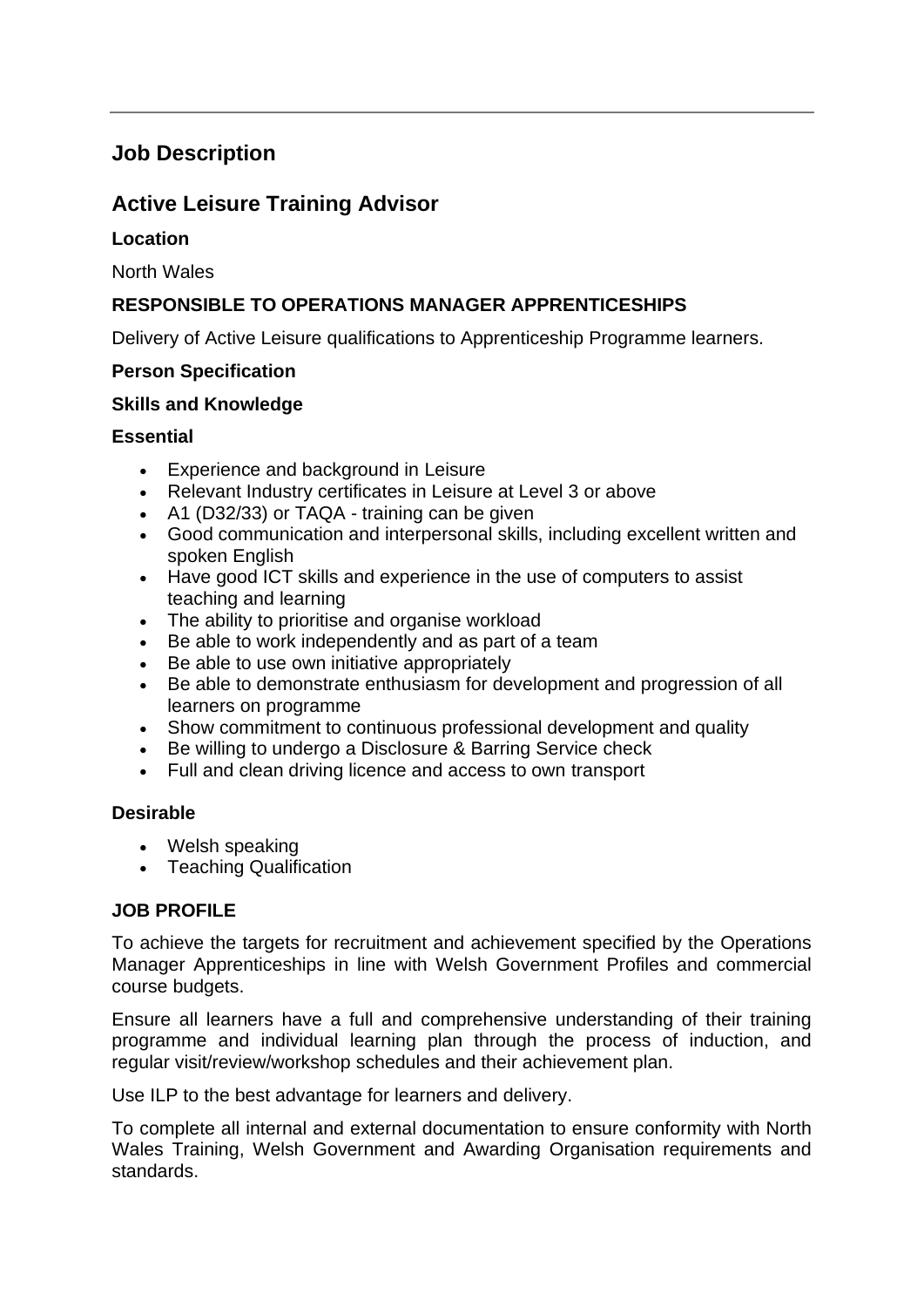## Job Description

## Active Leisure Training Advisor

**Location**

North Wales

**RESPONSIBLE TO OPERATIONS MANAGER APPRENTICESHIPS**

Delivery of Active Leisure qualifications to Apprenticeship Programme learners.

**Person Specification**

**Skills and Knowledge**

**Essential**

- Experience and background in Leisure
- Relevant Industry certificates in Leisure at Level 3 or above
- A1 (D32/33) or TAQA - training can be given
- Good communication and interpersonal skills, including excellent written and spoken English
- Have good ICT skills and experience in the use of computers to assist teaching and learning
- The ability to prioritise and organise workload
- Be able to work independently and as part of a team
- Be able to use own initiative appropriately
- Be able to demonstrate enthusiasm for development and progression of all learners on programme
- Show commitment to continuous professional development and quality
- Be willing to undergo a Disclosure & Barring Service check
- Full and clean driving licence and access to own transport

**Desirable**

- Welsh speaking
- Teaching Qualification

**JOB PROFILE**

To achieve the targets for recruitment and achievement specified by the Operations Manager Apprenticeships in line with Welsh Government Profiles and commercial course budgets.

Ensure all learners have a full and comprehensive understanding of their training programme and individual learning plan through the process of induction, and regular visit/review/workshop schedules and their achievement plan.

Use ILP to the best advantage for learners and delivery.

To complete all internal and external documentation to ensure conformity with North Wales Training, Welsh Government and Awarding Organisation requirements and standards.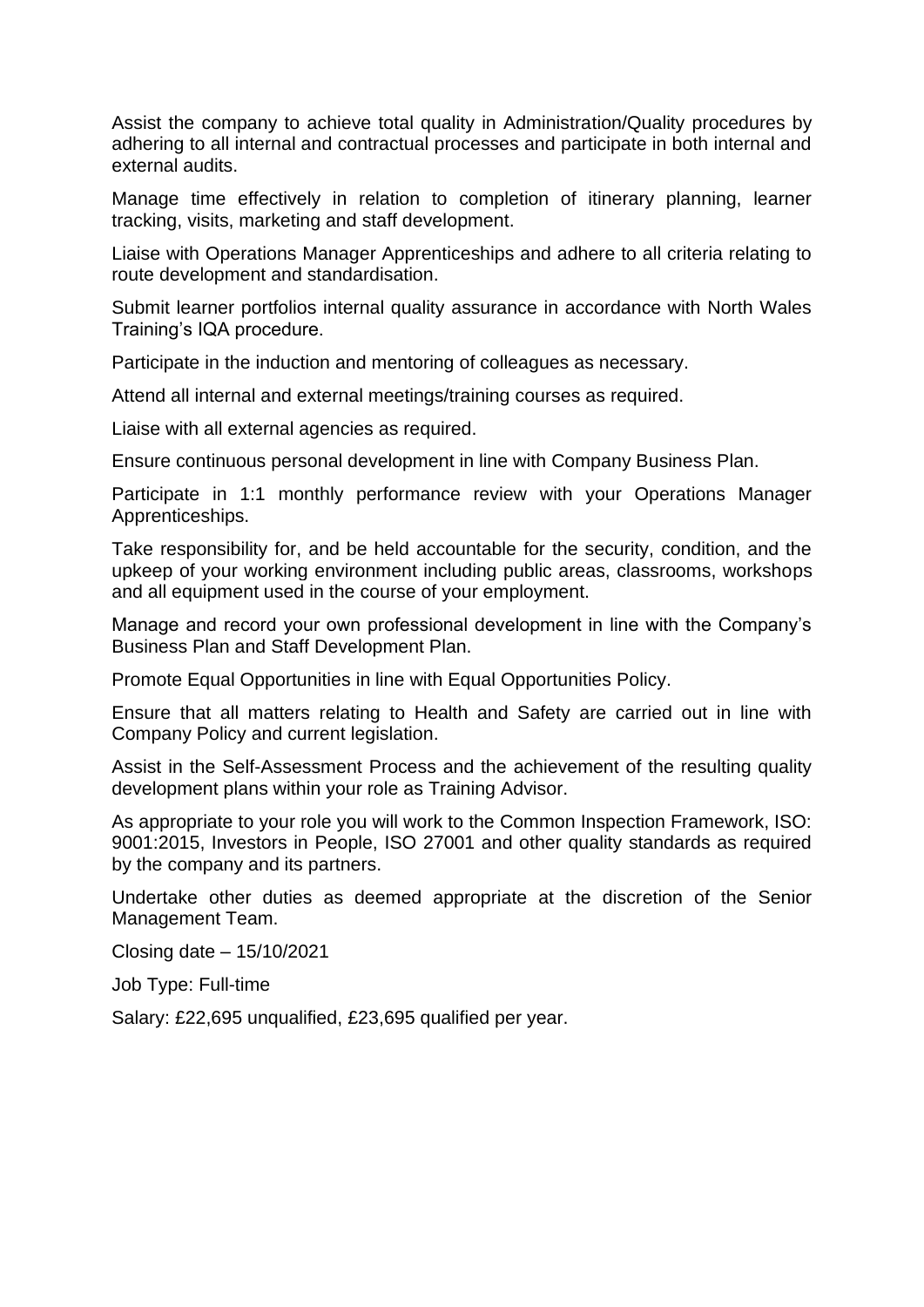Assist the company to achieve total quality in Administration/Quality procedures by adhering to all internal and contractual processes and participate in both internal and external audits.

Manage time effectively in relation to completion of itinerary planning, learner tracking, visits, marketing and staff development.

Liaise with Operations Manager Apprenticeships and adhere to all criteria relating to route development and standardisation.

Submit learner portfolios internal quality assurance in accordance with North Wales Training's IQA procedure.

Participate in the induction and mentoring of colleagues as necessary.

Attend all internal and external meetings/training courses as required.

Liaise with all external agencies as required.

Ensure continuous personal development in line with Company Business Plan.

Participate in 1:1 monthly performance review with your Operations Manager Apprenticeships.

Take responsibility for, and be held accountable for the security, condition, and the upkeep of your working environment including public areas, classrooms, workshops and all equipment used in the course of your employment.

Manage and record your own professional development in line with the Company's Business Plan and Staff Development Plan.

Promote Equal Opportunities in line with Equal Opportunities Policy.

Ensure that all matters relating to Health and Safety are carried out in line with Company Policy and current legislation.

Assist in the Self-Assessment Process and the achievement of the resulting quality development plans within your role as Training Advisor.

As appropriate to your role you will work to the Common Inspection Framework, ISO: 9001:2015, Investors in People, ISO 27001 and other quality standards as required by the company and its partners.

Undertake other duties as deemed appropriate at the discretion of the Senior Management Team.

Closing date – 15/10/2021

Job Type: Full-time

Salary: £22,695 unqualified, £23,695 qualified per year.